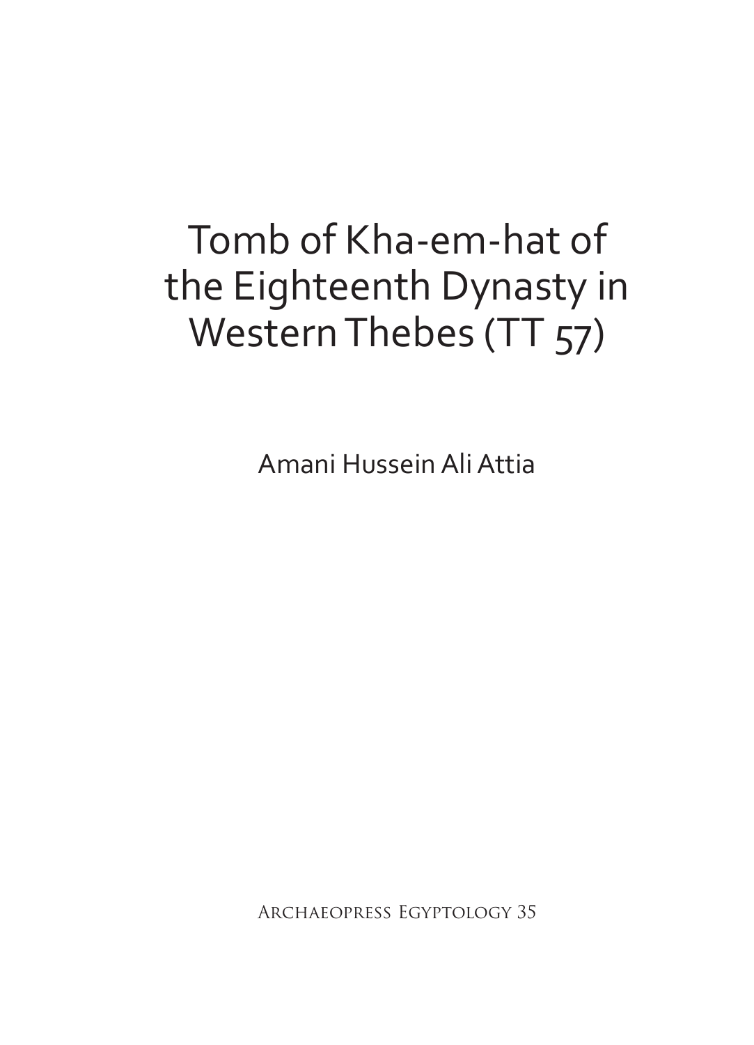# Tomb of Kha-em-hat of the Eighteenth Dynasty in Western Thebes (TT 57)

Amani Hussein Ali Attia

Archaeopress Egyptology 35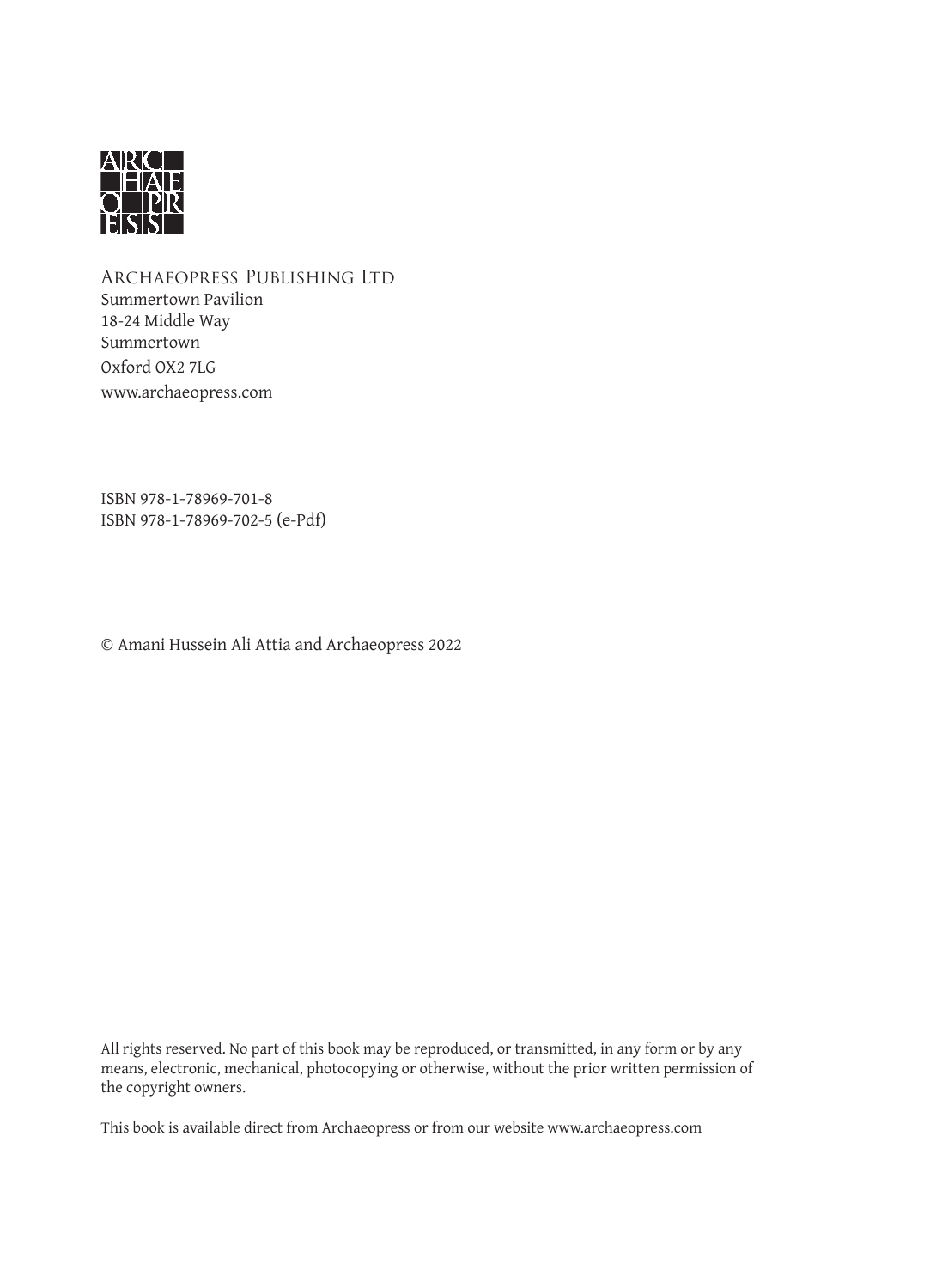ARCHAEOPRESS PUBLISHING LTD
Summertown Pavilion
18-24 Middle Way
Summertown
Oxford OX2 7LG
www.archaeopress.com

ISBN 978-1-78969-701-8
ISBN 978-1-78969-702-5 (e-Pdf)

© Amani Hussein Ali Attia and Archaeopress 2022

All rights reserved. No part of this book may be reproduced, or transmitted, in any form or by any means, electronic, mechanical, photocopying or otherwise, without the prior written permission of the copyright owners.

This book is available direct from Archaeopress or from our website www.archaeopress.com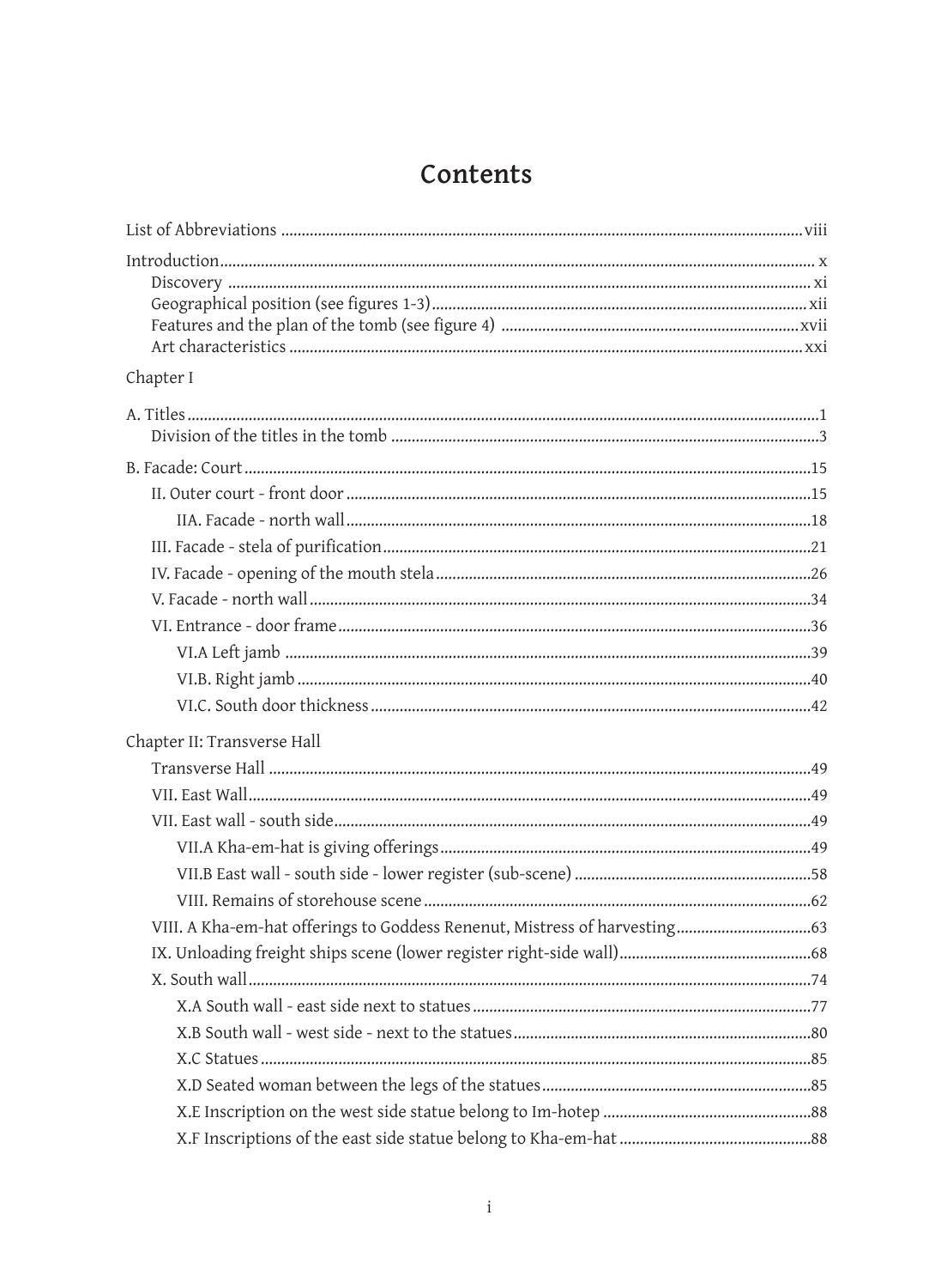# Contents

List of Abbreviations ..... viii

Introduction ..... x
- Discovery ..... xi
- Geographical position (see figures 1-3) ..... xii
- Features and the plan of the tomb (see figure 4) ..... xvii
- Art characteristics ..... xxi

Chapter I

A. Titles ..... 1
- Division of the titles in the tomb ..... 3

B. Facade: Court ..... 15
- II. Outer court - front door ..... 15
  - IIA. Facade - north wall ..... 18
- III. Facade - stela of purification ..... 21
- IV. Facade - opening of the mouth stela ..... 26
- V. Facade - north wall ..... 34
- VI. Entrance - door frame ..... 36
  - VI.A Left jamb ..... 39
  - VI.B. Right jamb ..... 40
  - VI.C. South door thickness ..... 42

Chapter II: Transverse Hall
- Transverse Hall ..... 49
- VII. East Wall ..... 49
- VII. East wall - south side ..... 49
  - VII.A Kha-em-hat is giving offerings ..... 49
  - VII.B East wall - south side - lower register (sub-scene) ..... 58
  - VIII. Remains of storehouse scene ..... 62
- VIII. A Kha-em-hat offerings to Goddess Renenut, Mistress of harvesting ..... 63
- IX. Unloading freight ships scene (lower register right-side wall) ..... 68
- X. South wall ..... 74
  - X.A South wall - east side next to statues ..... 77
  - X.B South wall - west side - next to the statues ..... 80
  - X.C Statues ..... 85
  - X.D Seated woman between the legs of the statues ..... 85
  - X.E Inscription on the west side statue belong to Im-hotep ..... 88
  - X.F Inscriptions of the east side statue belong to Kha-em-hat ..... 88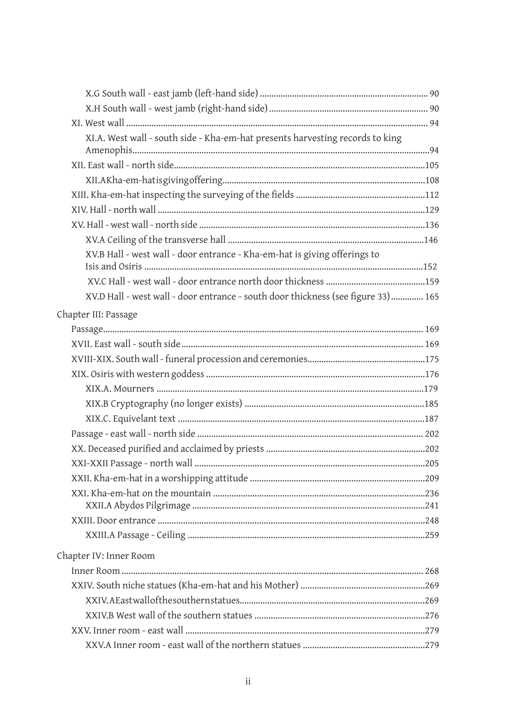X.G South wall - east jamb (left-hand side) ..................... 90

X.H South wall - west jamb (right-hand side) ..................... 90

XI. West wall ..................... 94

XI.A. West wall - south side - Kha-em-hat presents harvesting records to king Amenophis ..................... 94

XII. East wall - north side ..................... 105

XII.AKha-em-hatisgivingoffering ..................... 108

XIII. Kha-em-hat inspecting the surveying of the fields ..................... 112

XIV. Hall - north wall ..................... 129

XV. Hall - west wall - north side ..................... 136

XV.A Ceiling of the transverse hall ..................... 146

XV.B Hall - west wall - door entrance - Kha-em-hat is giving offerings to Isis and Osiris ..................... 152

XV.C Hall - west wall - door entrance north door thickness ..................... 159

XV.D Hall - west wall - door entrance - south door thickness (see figure 33) ..................... 165

Chapter III: Passage

Passage ..................... 169

XVII. East wall - south side ..................... 169

XVIII-XIX. South wall - funeral procession and ceremonies ..................... 175

XIX. Osiris with western goddess ..................... 176

XIX.A. Mourners ..................... 179

XIX.B Cryptography (no longer exists) ..................... 185

XIX.C. Equivelant text ..................... 187

Passage - east wall - north side ..................... 202

XX. Deceased purified and acclaimed by priests ..................... 202

XXI-XXII Passage - north wall ..................... 205

XXII. Kha-em-hat in a worshipping attitude ..................... 209

XXI. Kha-em-hat on the mountain ..................... 236

XXII.A Abydos Pilgrimage ..................... 241

XXIII. Door entrance ..................... 248

XXIII.A Passage - Ceiling ..................... 259

Chapter IV: Inner Room

Inner Room ..................... 268

XXIV. South niche statues (Kha-em-hat and his Mother) ..................... 269

XXIV.AEastwallofthesouthernstatues ..................... 269

XXIV.B West wall of the southern statues ..................... 276

XXV. Inner room - east wall ..................... 279

XXV.A Inner room - east wall of the northern statues ..................... 279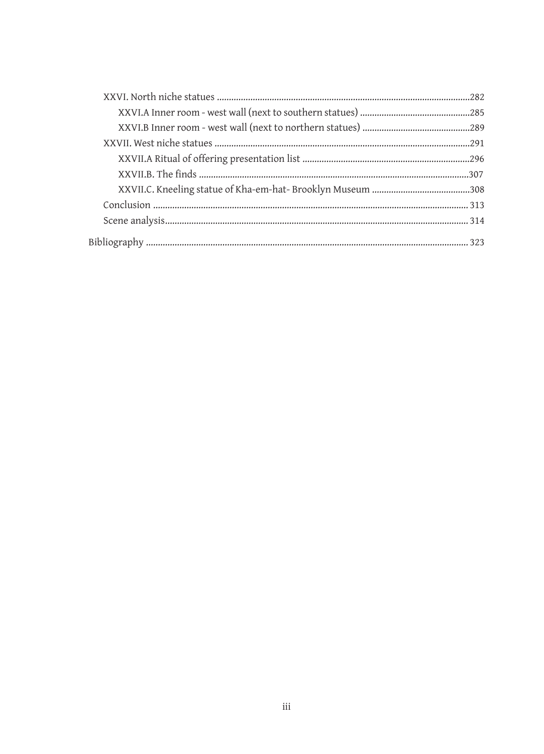XXVI. North niche statues ........................................................................................................282

XXVI.A Inner room - west wall (next to southern statues) ..............................................285

XXVI.B Inner room - west wall (next to northern statues) .............................................289

XXVII. West niche statues ..........................................................................................................291

XXVII.A Ritual of offering presentation list ......................................................................296

XXVII.B. The finds ..............................................................................................................307

XXVII.C. Kneeling statue of Kha-em-hat- Brooklyn Museum .........................................308

Conclusion ......................................................................................................................... 313

Scene analysis....................................................................................................................... 314

Bibliography ........................................................................................................................ 323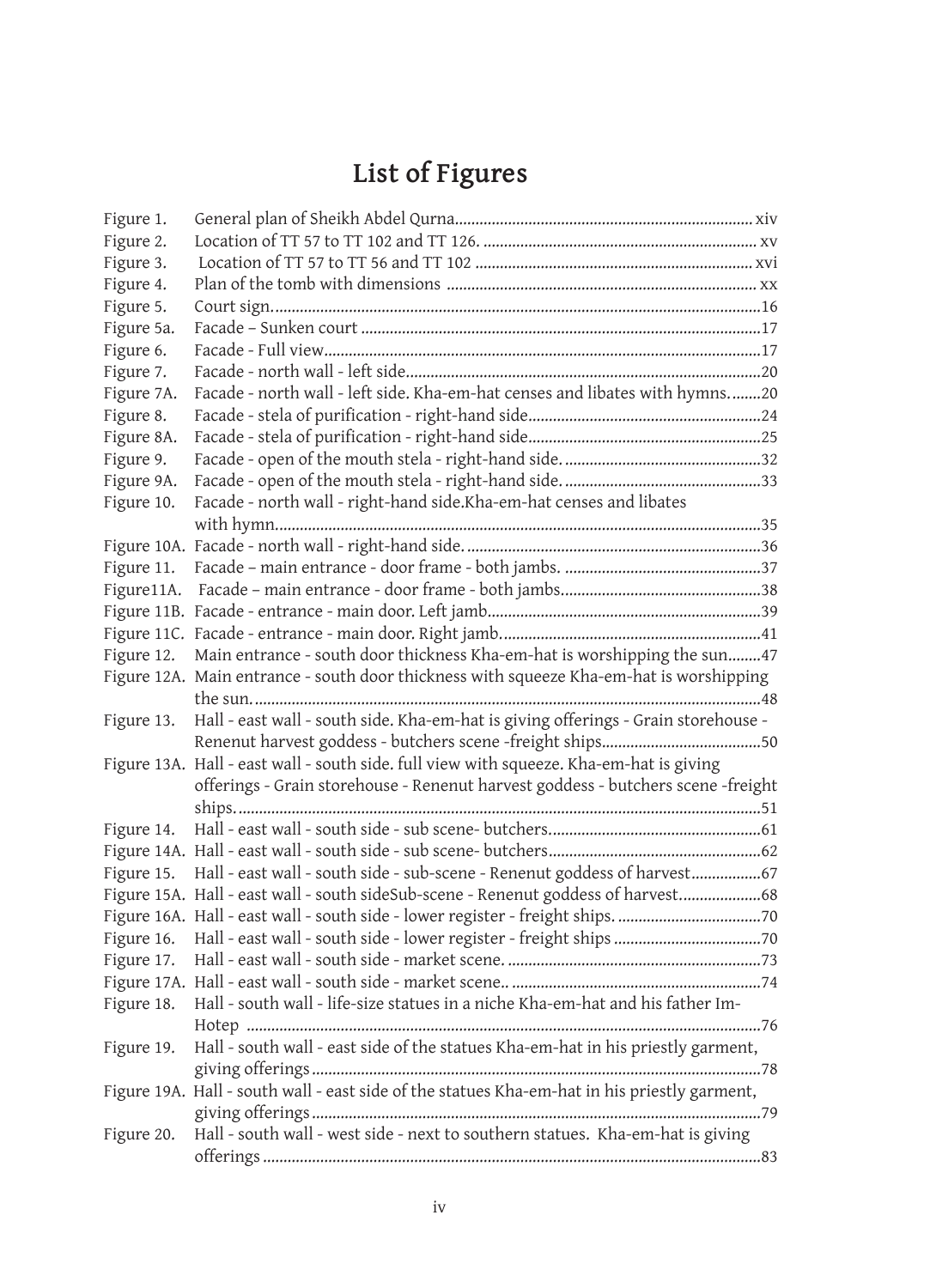# List of Figures

| | | |
|---|---|---|
| Figure 1. | General plan of Sheikh Abdel Qurna | xiv |
| Figure 2. | Location of TT 57 to TT 102 and TT 126. | xv |
| Figure 3. | Location of TT 57 to TT 56 and TT 102 | xvi |
| Figure 4. | Plan of the tomb with dimensions | xx |
| Figure 5. | Court sign. | 16 |
| Figure 5a. | Facade – Sunken court | 17 |
| Figure 6. | Facade - Full view | 17 |
| Figure 7. | Facade - north wall - left side | 20 |
| Figure 7A. | Facade - north wall - left side. Kha-em-hat censes and libates with hymns. | 20 |
| Figure 8. | Facade - stela of purification - right-hand side | 24 |
| Figure 8A. | Facade - stela of purification - right-hand side | 25 |
| Figure 9. | Facade - open of the mouth stela - right-hand side. | 32 |
| Figure 9A. | Facade - open of the mouth stela - right-hand side. | 33 |
| Figure 10. | Facade - north wall - right-hand side.Kha-em-hat censes and libates with hymn. | 35 |
| Figure 10A. | Facade - north wall - right-hand side. | 36 |
| Figure 11. | Facade – main entrance - door frame - both jambs. | 37 |
| Figure11A. | Facade – main entrance - door frame - both jambs | 38 |
| Figure 11B. | Facade - entrance - main door. Left jamb | 39 |
| Figure 11C. | Facade - entrance - main door. Right jamb. | 41 |
| Figure 12. | Main entrance - south door thickness Kha-em-hat is worshipping the sun | 47 |
| Figure 12A. | Main entrance - south door thickness with squeeze Kha-em-hat is worshipping the sun. | 48 |
| Figure 13. | Hall - east wall - south side. Kha-em-hat is giving offerings - Grain storehouse - Renenut harvest goddess - butchers scene -freight ships | 50 |
| Figure 13A. | Hall - east wall - south side. full view with squeeze. Kha-em-hat is giving offerings - Grain storehouse - Renenut harvest goddess - butchers scene -freight ships. | 51 |
| Figure 14. | Hall - east wall - south side - sub scene- butchers | 61 |
| Figure 14A. | Hall - east wall - south side - sub scene- butchers | 62 |
| Figure 15. | Hall - east wall - south side - sub-scene - Renenut goddess of harvest | 67 |
| Figure 15A. | Hall - east wall - south sideSub-scene - Renenut goddess of harvest | 68 |
| Figure 16A. | Hall - east wall - south side - lower register - freight ships. | 70 |
| Figure 16. | Hall - east wall - south side - lower register - freight ships | 70 |
| Figure 17. | Hall - east wall - south side - market scene. | 73 |
| Figure 17A. | Hall - east wall - south side - market scene.. | 74 |
| Figure 18. | Hall - south wall - life-size statues in a niche Kha-em-hat and his father Im-Hotep | 76 |
| Figure 19. | Hall - south wall - east side of the statues Kha-em-hat in his priestly garment, giving offerings | 78 |
| Figure 19A. | Hall - south wall - east side of the statues Kha-em-hat in his priestly garment, giving offerings | 79 |
| Figure 20. | Hall - south wall - west side - next to southern statues. Kha-em-hat is giving offerings | 83 |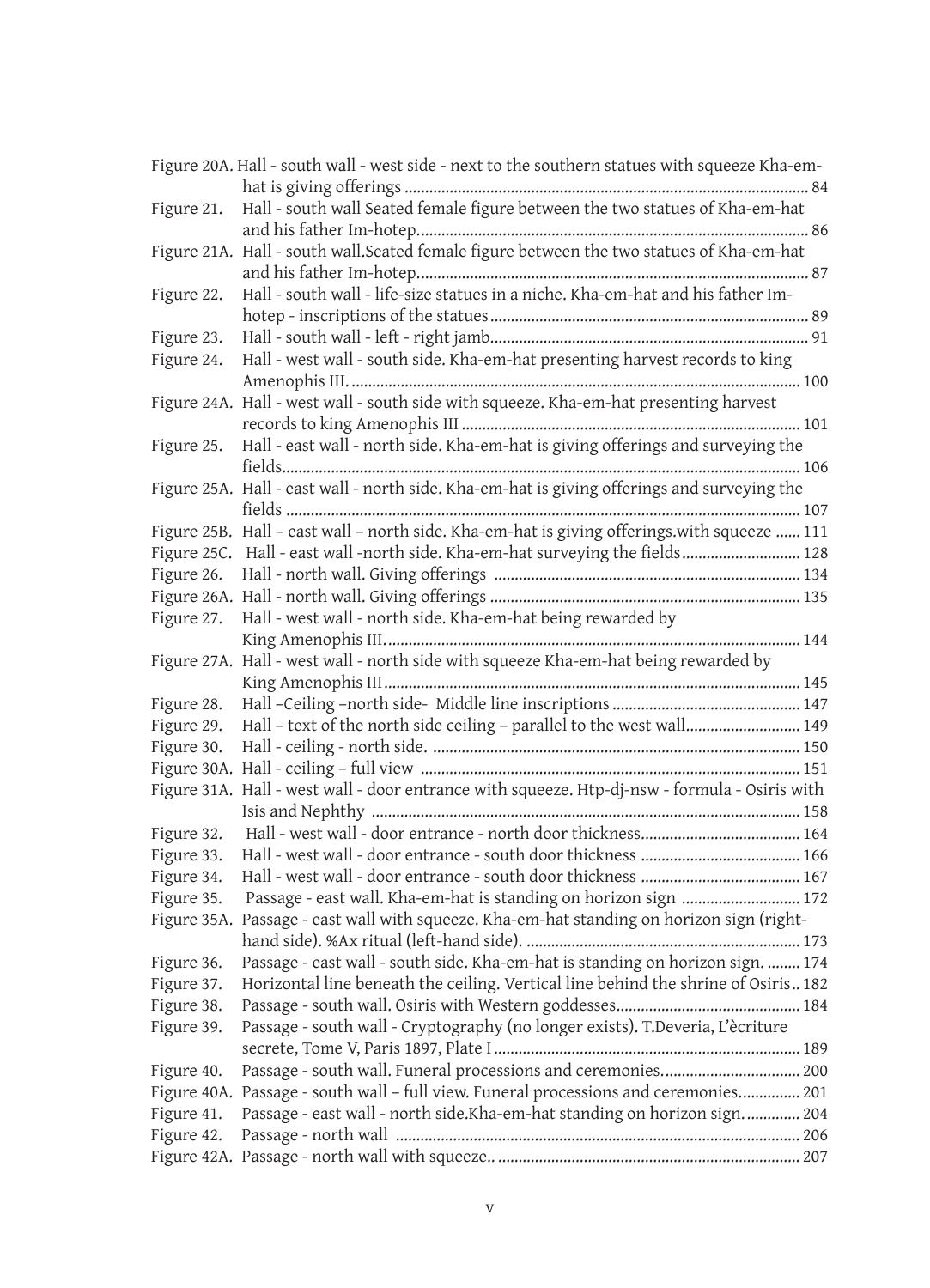Figure 20A. Hall - south wall - west side - next to the southern statues with squeeze Kha-em-hat is giving offerings .......... 84

Figure 21. Hall - south wall Seated female figure between the two statues of Kha-em-hat and his father Im-hotep.......... 86

Figure 21A. Hall - south wall.Seated female figure between the two statues of Kha-em-hat and his father Im-hotep.......... 87

Figure 22. Hall - south wall - life-size statues in a niche. Kha-em-hat and his father Im-hotep - inscriptions of the statues.......... 89

Figure 23. Hall - south wall - left - right jamb.......... 91

Figure 24. Hall - west wall - south side. Kha-em-hat presenting harvest records to king Amenophis III. .......... 100

Figure 24A. Hall - west wall - south side with squeeze. Kha-em-hat presenting harvest records to king Amenophis III .......... 101

Figure 25. Hall - east wall - north side. Kha-em-hat is giving offerings and surveying the fields.......... 106

Figure 25A. Hall - east wall - north side. Kha-em-hat is giving offerings and surveying the fields .......... 107

Figure 25B. Hall – east wall – north side. Kha-em-hat is giving offerings.with squeeze .......... 111

Figure 25C. Hall - east wall -north side. Kha-em-hat surveying the fields.......... 128

Figure 26. Hall - north wall. Giving offerings .......... 134

Figure 26A. Hall - north wall. Giving offerings .......... 135

Figure 27. Hall - west wall - north side. Kha-em-hat being rewarded by King Amenophis III.......... 144

Figure 27A. Hall - west wall - north side with squeeze Kha-em-hat being rewarded by King Amenophis III.......... 145

Figure 28. Hall –Ceiling –north side- Middle line inscriptions .......... 147

Figure 29. Hall – text of the north side ceiling – parallel to the west wall.......... 149

Figure 30. Hall - ceiling - north side. .......... 150

Figure 30A. Hall - ceiling – full view .......... 151

Figure 31A. Hall - west wall - door entrance with squeeze. Htp-dj-nsw - formula - Osiris with Isis and Nephthy .......... 158

Figure 32. Hall - west wall - door entrance - north door thickness.......... 164

Figure 33. Hall - west wall - door entrance - south door thickness .......... 166

Figure 34. Hall - west wall - door entrance - south door thickness .......... 167

Figure 35. Passage - east wall. Kha-em-hat is standing on horizon sign .......... 172

Figure 35A. Passage - east wall with squeeze. Kha-em-hat standing on horizon sign (right-hand side). %Ax ritual (left-hand side). .......... 173

Figure 36. Passage - east wall - south side. Kha-em-hat is standing on horizon sign. .......... 174

Figure 37. Horizontal line beneath the ceiling. Vertical line behind the shrine of Osiris.. 182

Figure 38. Passage - south wall. Osiris with Western goddesses.......... 184

Figure 39. Passage - south wall - Cryptography (no longer exists). T.Deveria, L'ècriture secrete, Tome V, Paris 1897, Plate I .......... 189

Figure 40. Passage - south wall. Funeral processions and ceremonies.......... 200

Figure 40A. Passage - south wall – full view. Funeral processions and ceremonies.......... 201

Figure 41. Passage - east wall - north side.Kha-em-hat standing on horizon sign. .......... 204

Figure 42. Passage - north wall .......... 206

Figure 42A. Passage - north wall with squeeze.. .......... 207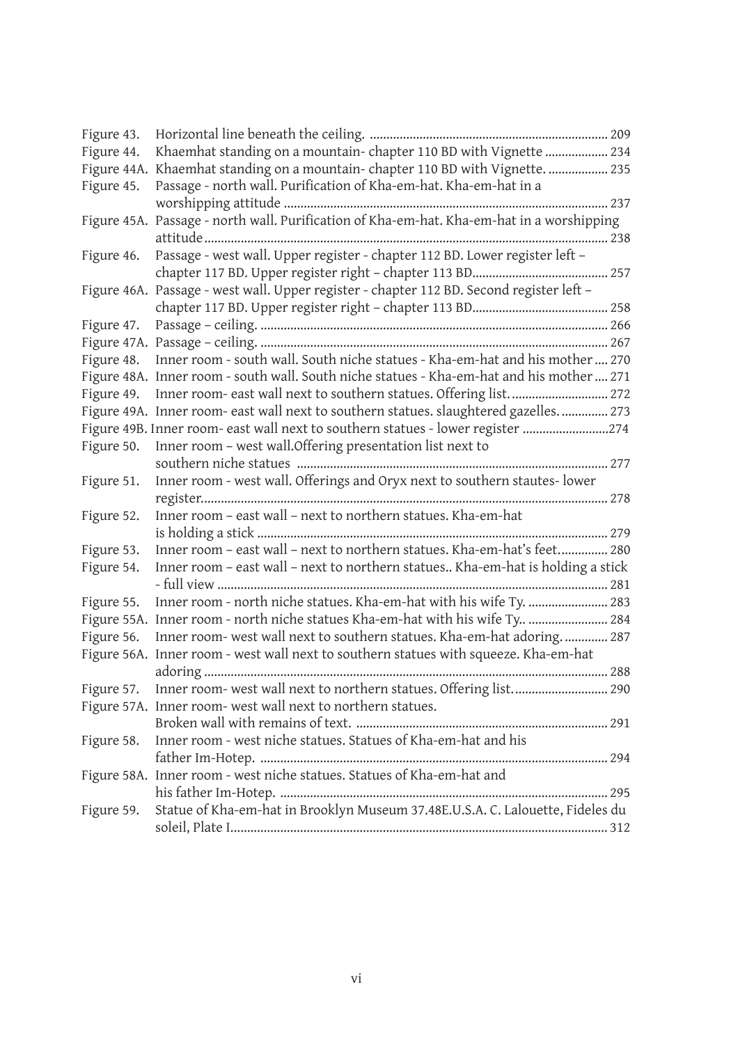Figure 43. Horizontal line beneath the ceiling. ........................................................................ 209
Figure 44. Khaemhat standing on a mountain- chapter 110 BD with Vignette ................... 234
Figure 44A. Khaemhat standing on a mountain- chapter 110 BD with Vignette. .................. 235
Figure 45. Passage - north wall. Purification of Kha-em-hat. Kha-em-hat in a worshipping attitude ................................................................................................ 237
Figure 45A. Passage - north wall. Purification of Kha-em-hat. Kha-em-hat in a worshipping attitude ........................................................................................................ 238
Figure 46. Passage - west wall. Upper register - chapter 112 BD. Lower register left – chapter 117 BD. Upper register right – chapter 113 BD......................................... 257
Figure 46A. Passage - west wall. Upper register - chapter 112 BD. Second register left – chapter 117 BD. Upper register right – chapter 113 BD......................................... 258
Figure 47. Passage – ceiling. ........................................................................................................ 266
Figure 47A. Passage – ceiling. ........................................................................................................ 267
Figure 48. Inner room - south wall. South niche statues - Kha-em-hat and his mother .... 270
Figure 48A. Inner room - south wall. South niche statues - Kha-em-hat and his mother .... 271
Figure 49. Inner room- east wall next to southern statues. Offering list. ............................ 272
Figure 49A. Inner room- east wall next to southern statues. slaughtered gazelles. .............. 273
Figure 49B. Inner room- east wall next to southern statues - lower register ..........................274
Figure 50. Inner room – west wall.Offering presentation list next to southern niche statues ............................................................................................. 277
Figure 51. Inner room - west wall. Offerings and Oryx next to southern stautes- lower register.......................................................................................................................... 278
Figure 52. Inner room – east wall – next to northern statues. Kha-em-hat is holding a stick ......................................................................................................... 279
Figure 53. Inner room – east wall – next to northern statues. Kha-em-hat's feet............... 280
Figure 54. Inner room – east wall – next to northern statues.. Kha-em-hat is holding a stick - full view ..................................................................................................................... 281
Figure 55. Inner room - north niche statues. Kha-em-hat with his wife Ty. ........................ 283
Figure 55A. Inner room - north niche statues Kha-em-hat with his wife Ty.. ........................ 284
Figure 56. Inner room- west wall next to southern statues. Kha-em-hat adoring. ............. 287
Figure 56A. Inner room - west wall next to southern statues with squeeze. Kha-em-hat adoring ......................................................................................................................... 288
Figure 57. Inner room- west wall next to northern statues. Offering list............................ 290
Figure 57A. Inner room- west wall next to northern statues. Broken wall with remains of text. ........................................................................... 291
Figure 58. Inner room - west niche statues. Statues of Kha-em-hat and his father Im-Hotep. ........................................................................................................ 294
Figure 58A. Inner room - west niche statues. Statues of Kha-em-hat and his father Im-Hotep. .................................................................................................. 295
Figure 59. Statue of Kha-em-hat in Brooklyn Museum 37.48E.U.S.A. C. Lalouette, Fideles du soleil, Plate I................................................................................................................ 312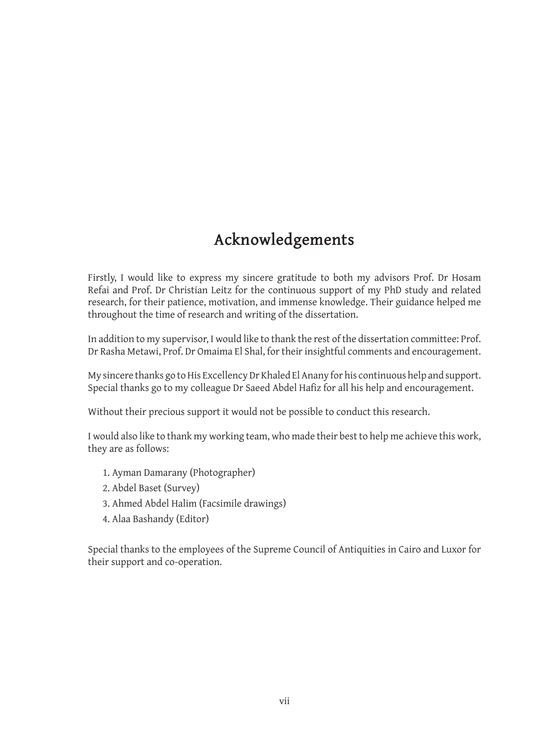# Acknowledgements

Firstly, I would like to express my sincere gratitude to both my advisors Prof. Dr Hosam Refai and Prof. Dr Christian Leitz for the continuous support of my PhD study and related research, for their patience, motivation, and immense knowledge. Their guidance helped me throughout the time of research and writing of the dissertation.

In addition to my supervisor, I would like to thank the rest of the dissertation committee: Prof. Dr Rasha Metawi, Prof. Dr Omaima El Shal, for their insightful comments and encouragement.

My sincere thanks go to His Excellency Dr Khaled El Anany for his continuous help and support. Special thanks go to my colleague Dr Saeed Abdel Hafiz for all his help and encouragement.

Without their precious support it would not be possible to conduct this research.

I would also like to thank my working team, who made their best to help me achieve this work, they are as follows:

1. Ayman Damarany (Photographer)
2. Abdel Baset (Survey)
3. Ahmed Abdel Halim (Facsimile drawings)
4. Alaa Bashandy (Editor)

Special thanks to the employees of the Supreme Council of Antiquities in Cairo and Luxor for their support and co-operation.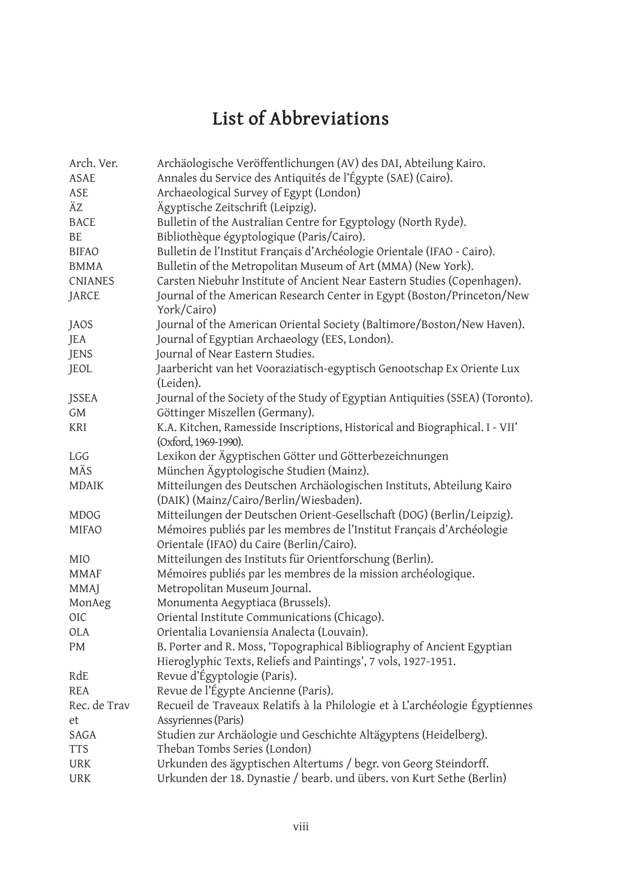# List of Abbreviations

| | |
|---|---|
| Arch. Ver. | Archäologische Veröffentlichungen (AV) des DAI, Abteilung Kairo. |
| ASAE | Annales du Service des Antiquités de l'Égypte (SAE) (Cairo). |
| ASE | Archaeological Survey of Egypt (London) |
| ÄZ | Ägyptische Zeitschrift (Leipzig). |
| BACE | Bulletin of the Australian Centre for Egyptology (North Ryde). |
| BE | Bibliothèque égyptologique (Paris/Cairo). |
| BIFAO | Bulletin de l'Institut Français d'Archéologie Orientale (IFAO - Cairo). |
| BMMA | Bulletin of the Metropolitan Museum of Art (MMA) (New York). |
| CNIANES | Carsten Niebuhr Institute of Ancient Near Eastern Studies (Copenhagen). |
| JARCE | Journal of the American Research Center in Egypt (Boston/Princeton/New York/Cairo) |
| JAOS | Journal of the American Oriental Society (Baltimore/Boston/New Haven). |
| JEA | Journal of Egyptian Archaeology (EES, London). |
| JENS | Journal of Near Eastern Studies. |
| JEOL | Jaarbericht van het Vooraziatisch-egyptisch Genootschap Ex Oriente Lux (Leiden). |
| JSSEA | Journal of the Society of the Study of Egyptian Antiquities (SSEA) (Toronto). |
| GM | Göttinger Miszellen (Germany). |
| KRI | K.A. Kitchen, Ramesside Inscriptions, Historical and Biographical. I - VII' (Oxford, 1969-1990). |
| LGG | Lexikon der Ägyptischen Götter und Götterbezeichnungen |
| MÄS | München Ägyptologische Studien (Mainz). |
| MDAIK | Mitteilungen des Deutschen Archäologischen Instituts, Abteilung Kairo (DAIK) (Mainz/Cairo/Berlin/Wiesbaden). |
| MDOG | Mitteilungen der Deutschen Orient-Gesellschaft (DOG) (Berlin/Leipzig). |
| MIFAO | Mémoires publiés par les membres de l'Institut Français d'Archéologie Orientale (IFAO) du Caire (Berlin/Cairo). |
| MIO | Mitteilungen des Instituts für Orientforschung (Berlin). |
| MMAF | Mémoires publiés par les membres de la mission archéologique. |
| MMAJ | Metropolitan Museum Journal. |
| MonAeg | Monumenta Aegyptiaca (Brussels). |
| OIC | Oriental Institute Communications (Chicago). |
| OLA | Orientalia Lovaniensia Analecta (Louvain). |
| PM | B. Porter and R. Moss, 'Topographical Bibliography of Ancient Egyptian Hieroglyphic Texts, Reliefs and Paintings', 7 vols, 1927-1951. |
| RdE | Revue d'Égyptologie (Paris). |
| REA | Revue de l'Égypte Ancienne (Paris). |
| Rec. de Trav et | Recueil de Traveaux Relatifs à la Philologie et à L'archéologie Égyptiennes Assyriennes (Paris) |
| SAGA | Studien zur Archäologie und Geschichte Altägyptens (Heidelberg). |
| TTS | Theban Tombs Series (London) |
| URK | Urkunden des ägyptischen Altertums / begr. von Georg Steindorff. |
| URK | Urkunden der 18. Dynastie / bearb. und übers. von Kurt Sethe (Berlin) |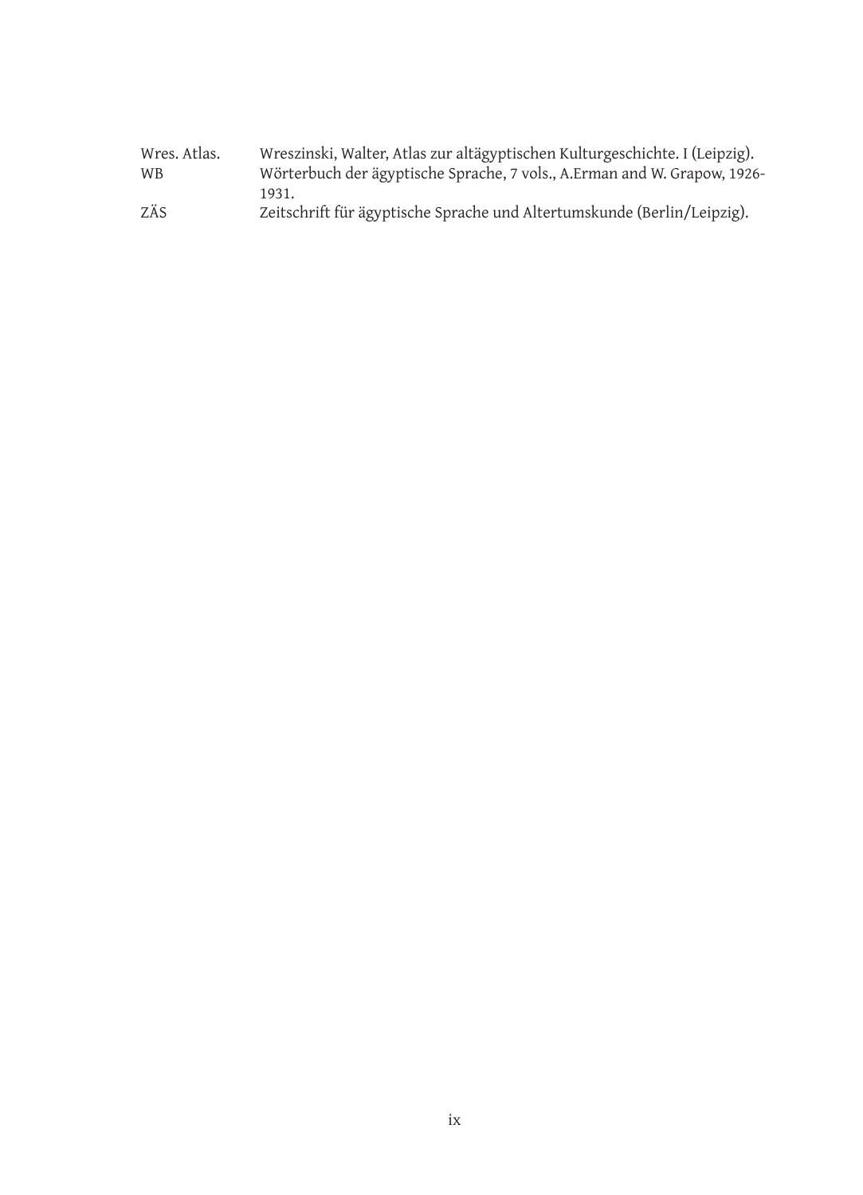| | |
|---|---|
| Wres. Atlas. | Wreszinski, Walter, Atlas zur altägyptischen Kulturgeschichte. I (Leipzig). |
| WB | Wörterbuch der ägyptische Sprache, 7 vols., A.Erman and W. Grapow, 1926-1931. |
| ZÄS | Zeitschrift für ägyptische Sprache und Altertumskunde (Berlin/Leipzig). |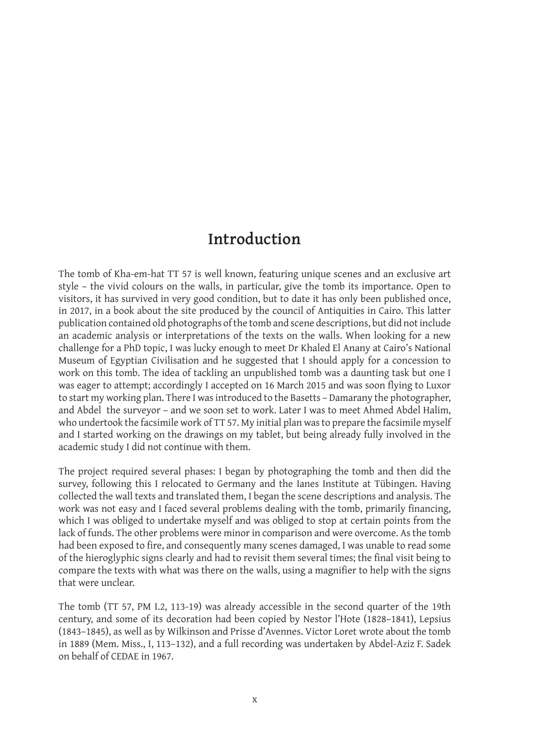# Introduction

The tomb of Kha-em-hat TT 57 is well known, featuring unique scenes and an exclusive art style – the vivid colours on the walls, in particular, give the tomb its importance. Open to visitors, it has survived in very good condition, but to date it has only been published once, in 2017, in a book about the site produced by the council of Antiquities in Cairo. This latter publication contained old photographs of the tomb and scene descriptions, but did not include an academic analysis or interpretations of the texts on the walls. When looking for a new challenge for a PhD topic, I was lucky enough to meet Dr Khaled El Anany at Cairo's National Museum of Egyptian Civilisation and he suggested that I should apply for a concession to work on this tomb. The idea of tackling an unpublished tomb was a daunting task but one I was eager to attempt; accordingly I accepted on 16 March 2015 and was soon flying to Luxor to start my working plan. There I was introduced to the Basetts – Damarany the photographer, and Abdel the surveyor – and we soon set to work. Later I was to meet Ahmed Abdel Halim, who undertook the facsimile work of TT 57. My initial plan was to prepare the facsimile myself and I started working on the drawings on my tablet, but being already fully involved in the academic study I did not continue with them.

The project required several phases: I began by photographing the tomb and then did the survey, following this I relocated to Germany and the Ianes Institute at Tübingen. Having collected the wall texts and translated them, I began the scene descriptions and analysis. The work was not easy and I faced several problems dealing with the tomb, primarily financing, which I was obliged to undertake myself and was obliged to stop at certain points from the lack of funds. The other problems were minor in comparison and were overcome. As the tomb had been exposed to fire, and consequently many scenes damaged, I was unable to read some of the hieroglyphic signs clearly and had to revisit them several times; the final visit being to compare the texts with what was there on the walls, using a magnifier to help with the signs that were unclear.

The tomb (TT 57, PM I.2, 113-19) was already accessible in the second quarter of the 19th century, and some of its decoration had been copied by Nestor l'Hote (1828–1841), Lepsius (1843–1845), as well as by Wilkinson and Prisse d'Avennes. Victor Loret wrote about the tomb in 1889 (Mem. Miss., I, 113–132), and a full recording was undertaken by Abdel-Aziz F. Sadek on behalf of CEDAE in 1967.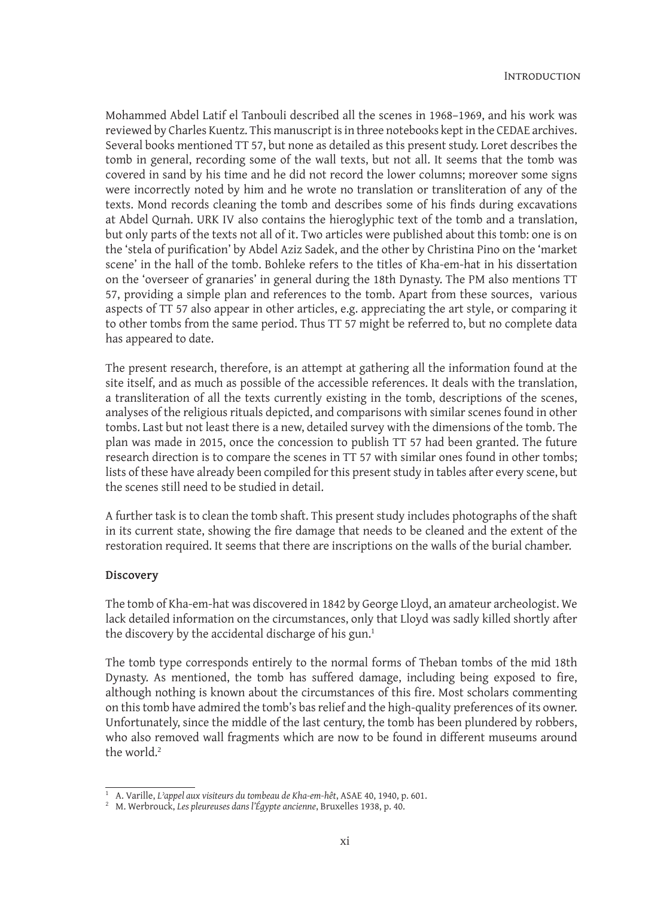Mohammed Abdel Latif el Tanbouli described all the scenes in 1968–1969, and his work was reviewed by Charles Kuentz. This manuscript is in three notebooks kept in the CEDAE archives. Several books mentioned TT 57, but none as detailed as this present study. Loret describes the tomb in general, recording some of the wall texts, but not all. It seems that the tomb was covered in sand by his time and he did not record the lower columns; moreover some signs were incorrectly noted by him and he wrote no translation or transliteration of any of the texts. Mond records cleaning the tomb and describes some of his finds during excavations at Abdel Qurnah. URK IV also contains the hieroglyphic text of the tomb and a translation, but only parts of the texts not all of it. Two articles were published about this tomb: one is on the 'stela of purification' by Abdel Aziz Sadek, and the other by Christina Pino on the 'market scene' in the hall of the tomb. Bohleke refers to the titles of Kha-em-hat in his dissertation on the 'overseer of granaries' in general during the 18th Dynasty. The PM also mentions TT 57, providing a simple plan and references to the tomb. Apart from these sources, various aspects of TT 57 also appear in other articles, e.g. appreciating the art style, or comparing it to other tombs from the same period. Thus TT 57 might be referred to, but no complete data has appeared to date.

The present research, therefore, is an attempt at gathering all the information found at the site itself, and as much as possible of the accessible references. It deals with the translation, a transliteration of all the texts currently existing in the tomb, descriptions of the scenes, analyses of the religious rituals depicted, and comparisons with similar scenes found in other tombs. Last but not least there is a new, detailed survey with the dimensions of the tomb. The plan was made in 2015, once the concession to publish TT 57 had been granted. The future research direction is to compare the scenes in TT 57 with similar ones found in other tombs; lists of these have already been compiled for this present study in tables after every scene, but the scenes still need to be studied in detail.

A further task is to clean the tomb shaft. This present study includes photographs of the shaft in its current state, showing the fire damage that needs to be cleaned and the extent of the restoration required. It seems that there are inscriptions on the walls of the burial chamber.

**Discovery**

The tomb of Kha-em-hat was discovered in 1842 by George Lloyd, an amateur archeologist. We lack detailed information on the circumstances, only that Lloyd was sadly killed shortly after the discovery by the accidental discharge of his gun.[1]

The tomb type corresponds entirely to the normal forms of Theban tombs of the mid 18th Dynasty. As mentioned, the tomb has suffered damage, including being exposed to fire, although nothing is known about the circumstances of this fire. Most scholars commenting on this tomb have admired the tomb's bas relief and the high-quality preferences of its owner. Unfortunately, since the middle of the last century, the tomb has been plundered by robbers, who also removed wall fragments which are now to be found in different museums around the world.[2]

---

[1] A. Varille, *L'appel aux visiteurs du tombeau de Kha-em-hêt*, ASAE 40, 1940, p. 601.

[2] M. Werbrouck, *Les pleureuses dans l'Égypte ancienne*, Bruxelles 1938, p. 40.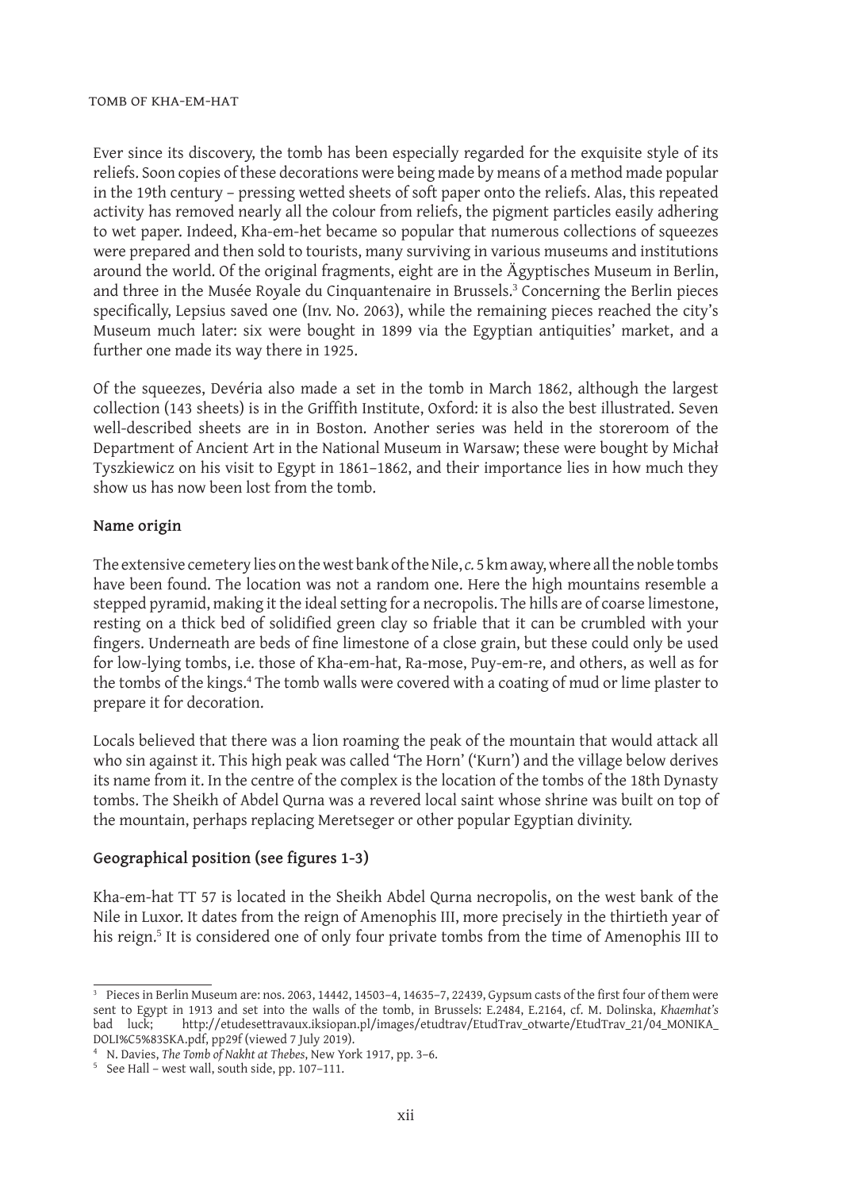Ever since its discovery, the tomb has been especially regarded for the exquisite style of its reliefs. Soon copies of these decorations were being made by means of a method made popular in the 19th century – pressing wetted sheets of soft paper onto the reliefs. Alas, this repeated activity has removed nearly all the colour from reliefs, the pigment particles easily adhering to wet paper. Indeed, Kha-em-het became so popular that numerous collections of squeezes were prepared and then sold to tourists, many surviving in various museums and institutions around the world. Of the original fragments, eight are in the Ägyptisches Museum in Berlin, and three in the Musée Royale du Cinquantenaire in Brussels.[3] Concerning the Berlin pieces specifically, Lepsius saved one (Inv. No. 2063), while the remaining pieces reached the city's Museum much later: six were bought in 1899 via the Egyptian antiquities' market, and a further one made its way there in 1925.

Of the squeezes, Devéria also made a set in the tomb in March 1862, although the largest collection (143 sheets) is in the Griffith Institute, Oxford: it is also the best illustrated. Seven well-described sheets are in in Boston. Another series was held in the storeroom of the Department of Ancient Art in the National Museum in Warsaw; these were bought by Michał Tyszkiewicz on his visit to Egypt in 1861–1862, and their importance lies in how much they show us has now been lost from the tomb.

### Name origin

The extensive cemetery lies on the west bank of the Nile, *c.* 5 km away, where all the noble tombs have been found. The location was not a random one. Here the high mountains resemble a stepped pyramid, making it the ideal setting for a necropolis. The hills are of coarse limestone, resting on a thick bed of solidified green clay so friable that it can be crumbled with your fingers. Underneath are beds of fine limestone of a close grain, but these could only be used for low-lying tombs, i.e. those of Kha-em-hat, Ra-mose, Puy-em-re, and others, as well as for the tombs of the kings.[4] The tomb walls were covered with a coating of mud or lime plaster to prepare it for decoration.

Locals believed that there was a lion roaming the peak of the mountain that would attack all who sin against it. This high peak was called 'The Horn' ('Kurn') and the village below derives its name from it. In the centre of the complex is the location of the tombs of the 18th Dynasty tombs. The Sheikh of Abdel Qurna was a revered local saint whose shrine was built on top of the mountain, perhaps replacing Meretseger or other popular Egyptian divinity.

### Geographical position (see figures 1-3)

Kha-em-hat TT 57 is located in the Sheikh Abdel Qurna necropolis, on the west bank of the Nile in Luxor. It dates from the reign of Amenophis III, more precisely in the thirtieth year of his reign.[5] It is considered one of only four private tombs from the time of Amenophis III to

---

[3] Pieces in Berlin Museum are: nos. 2063, 14442, 14503–4, 14635–7, 22439, Gypsum casts of the first four of them were sent to Egypt in 1913 and set into the walls of the tomb, in Brussels: E.2484, E.2164, cf. M. Dolinska, *Khaemhat's* bad luck; http://etudesettravaux.iksiopan.pl/images/etudtrav/EtudTrav_otwarte/EtudTrav_21/04_MONIKA_DOLI%C5%83SKA.pdf, pp29f (viewed 7 July 2019).

[4] N. Davies, *The Tomb of Nakht at Thebes*, New York 1917, pp. 3–6.

[5] See Hall – west wall, south side, pp. 107–111.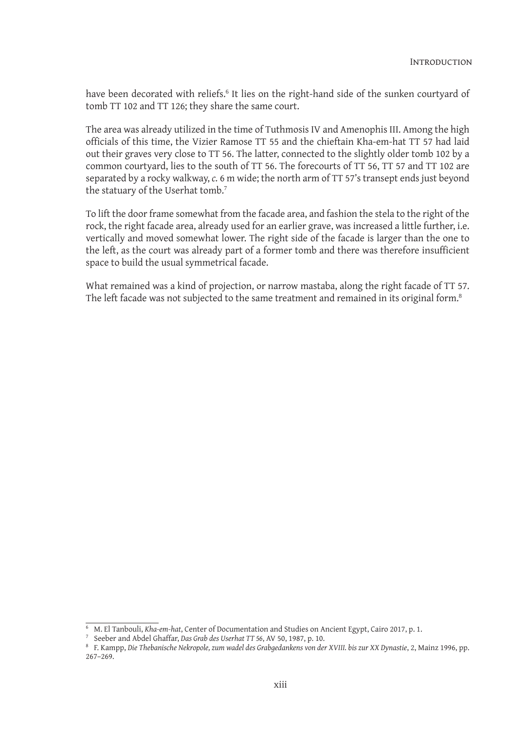have been decorated with reliefs.[6] It lies on the right-hand side of the sunken courtyard of tomb TT 102 and TT 126; they share the same court.

The area was already utilized in the time of Tuthmosis IV and Amenophis III. Among the high officials of this time, the Vizier Ramose TT 55 and the chieftain Kha-em-hat TT 57 had laid out their graves very close to TT 56. The latter, connected to the slightly older tomb 102 by a common courtyard, lies to the south of TT 56. The forecourts of TT 56, TT 57 and TT 102 are separated by a rocky walkway, *c.* 6 m wide; the north arm of TT 57's transept ends just beyond the statuary of the Userhat tomb.[7]

To lift the door frame somewhat from the facade area, and fashion the stela to the right of the rock, the right facade area, already used for an earlier grave, was increased a little further, i.e. vertically and moved somewhat lower. The right side of the facade is larger than the one to the left, as the court was already part of a former tomb and there was therefore insufficient space to build the usual symmetrical facade.

What remained was a kind of projection, or narrow mastaba, along the right facade of TT 57. The left facade was not subjected to the same treatment and remained in its original form.[8]

---

[6] M. El Tanbouli, *Kha-em-hat*, Center of Documentation and Studies on Ancient Egypt, Cairo 2017, p. 1.

[7] Seeber and Abdel Ghaffar, *Das Grab des Userhat TT 56*, AV 50, 1987, p. 10.

[8] F. Kampp, *Die Thebanische Nekropole, zum wadel des Grabgedankens von der XVIII. bis zur XX Dynastie*, 2, Mainz 1996, pp. 267–269.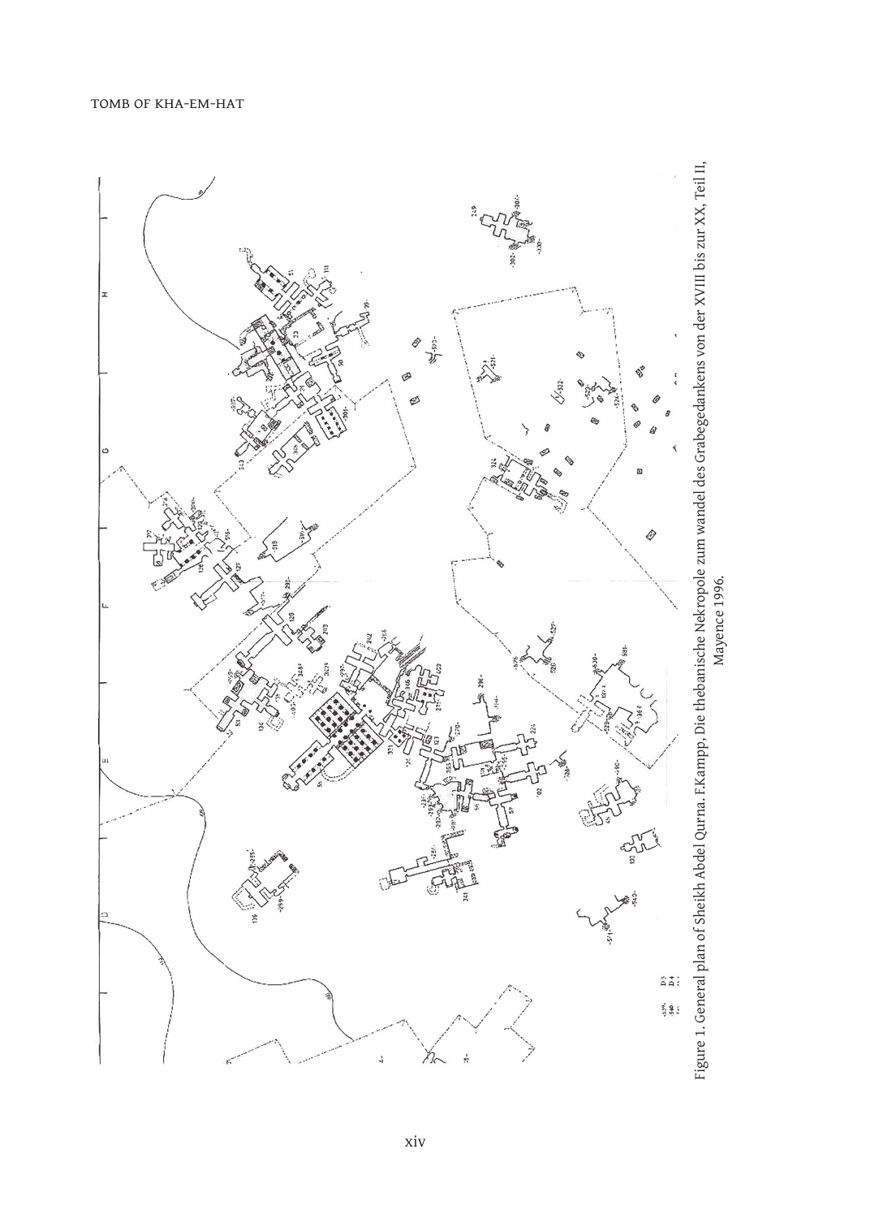Figure 1. General plan of Sheikh Abdel Qurna. F.Kampp, Die thebanische Nekropole zum wandel des Grabegedankens von der XVIII bis zur XX, Teil II, Mayence 1996.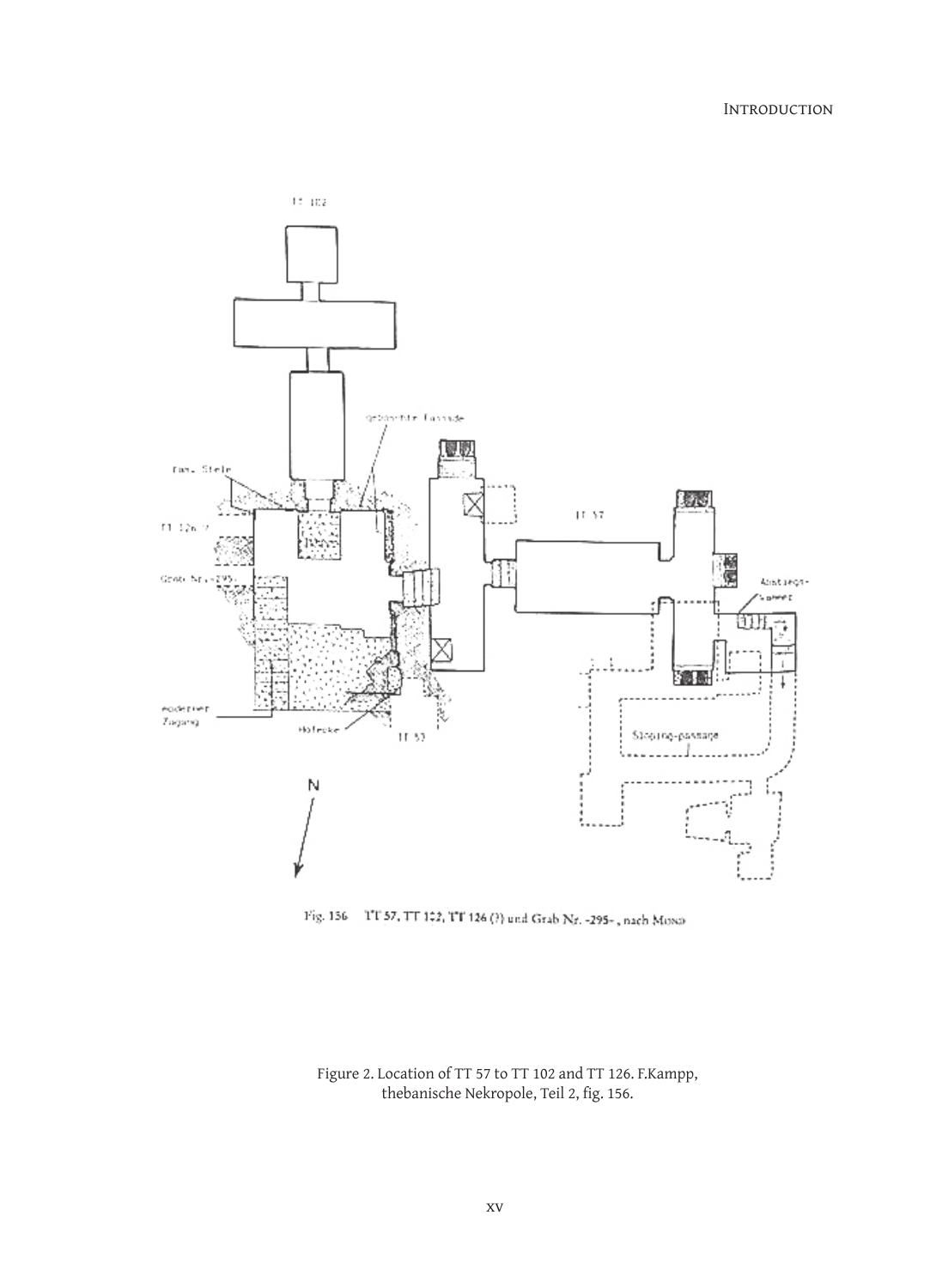Fig. 156 TT 57, TT 102, TT 126 (?) und Grab Nr. -295-, nach Mond

Figure 2. Location of TT 57 to TT 102 and TT 126. F.Kampp, thebanische Nekropole, Teil 2, fig. 156.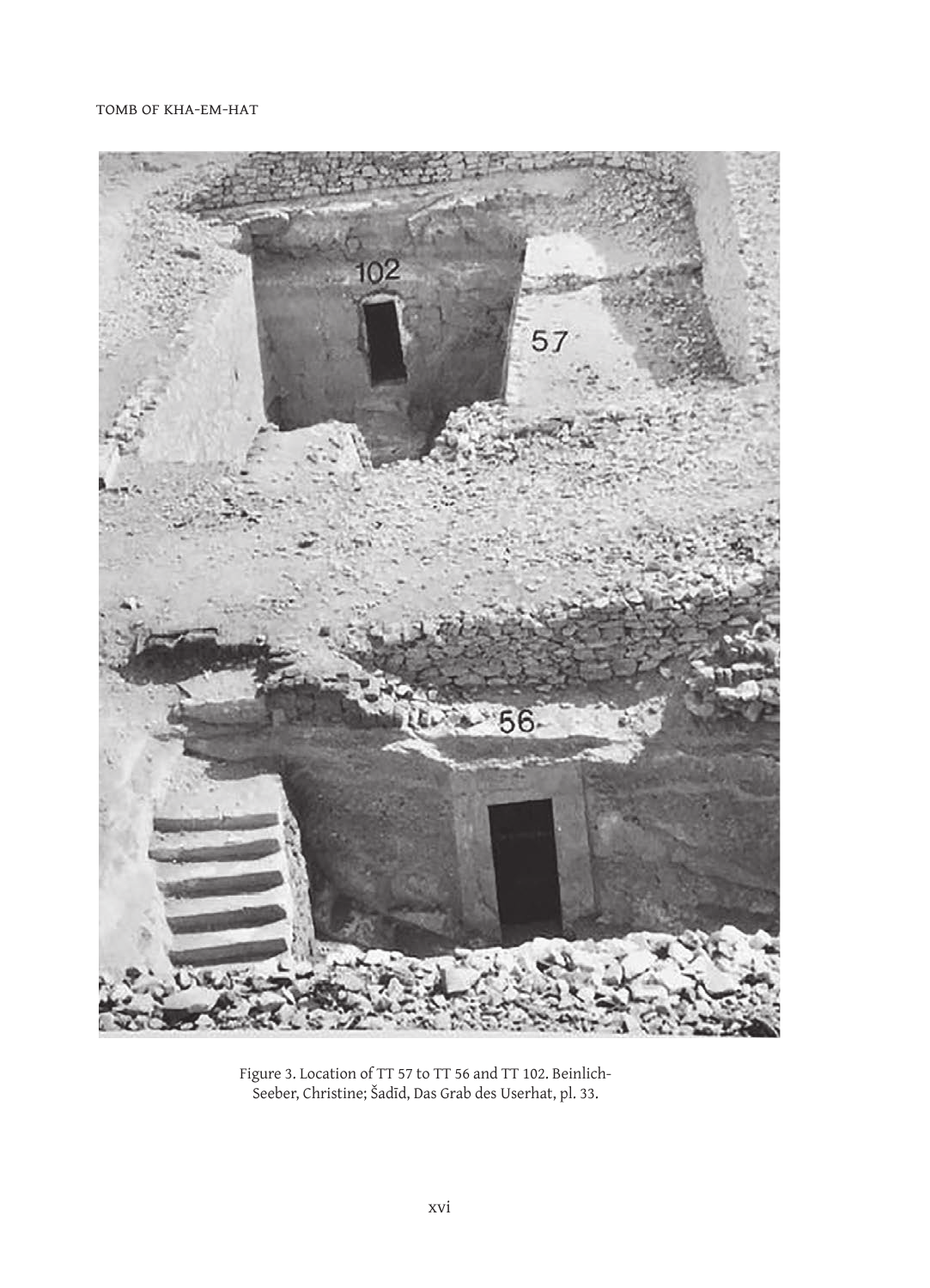Figure 3. Location of TT 57 to TT 56 and TT 102. Beinlich-Seeber, Christine; Šadīd, Das Grab des Userhat, pl. 33.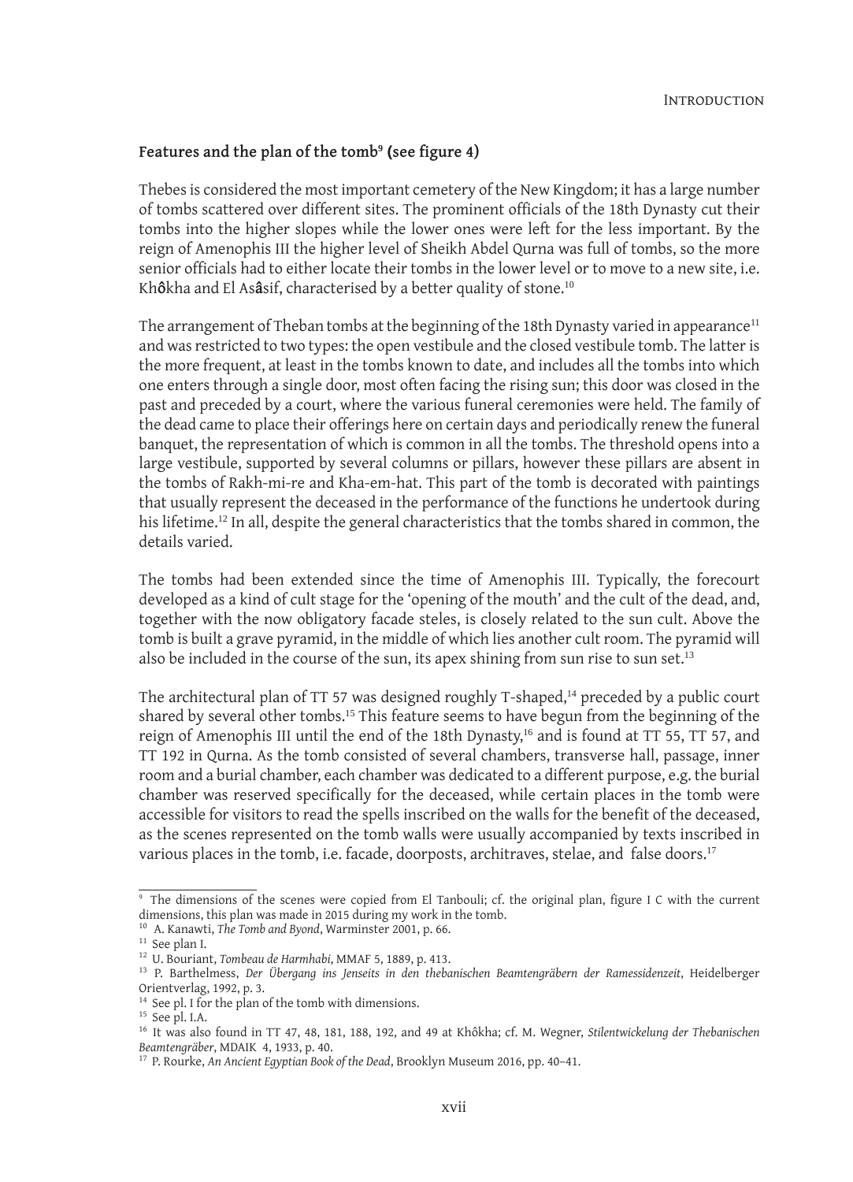### Features and the plan of the tomb[9] (see figure 4)

Thebes is considered the most important cemetery of the New Kingdom; it has a large number of tombs scattered over different sites. The prominent officials of the 18th Dynasty cut their tombs into the higher slopes while the lower ones were left for the less important. By the reign of Amenophis III the higher level of Sheikh Abdel Qurna was full of tombs, so the more senior officials had to either locate their tombs in the lower level or to move to a new site, i.e. Khôkha and El Asâsif, characterised by a better quality of stone.[10]

The arrangement of Theban tombs at the beginning of the 18th Dynasty varied in appearance[11] and was restricted to two types: the open vestibule and the closed vestibule tomb. The latter is the more frequent, at least in the tombs known to date, and includes all the tombs into which one enters through a single door, most often facing the rising sun; this door was closed in the past and preceded by a court, where the various funeral ceremonies were held. The family of the dead came to place their offerings here on certain days and periodically renew the funeral banquet, the representation of which is common in all the tombs. The threshold opens into a large vestibule, supported by several columns or pillars, however these pillars are absent in the tombs of Rakh-mi-re and Kha-em-hat. This part of the tomb is decorated with paintings that usually represent the deceased in the performance of the functions he undertook during his lifetime.[12] In all, despite the general characteristics that the tombs shared in common, the details varied.

The tombs had been extended since the time of Amenophis III. Typically, the forecourt developed as a kind of cult stage for the 'opening of the mouth' and the cult of the dead, and, together with the now obligatory facade steles, is closely related to the sun cult. Above the tomb is built a grave pyramid, in the middle of which lies another cult room. The pyramid will also be included in the course of the sun, its apex shining from sun rise to sun set.[13]

The architectural plan of TT 57 was designed roughly T-shaped,[14] preceded by a public court shared by several other tombs.[15] This feature seems to have begun from the beginning of the reign of Amenophis III until the end of the 18th Dynasty,[16] and is found at TT 55, TT 57, and TT 192 in Qurna. As the tomb consisted of several chambers, transverse hall, passage, inner room and a burial chamber, each chamber was dedicated to a different purpose, e.g. the burial chamber was reserved specifically for the deceased, while certain places in the tomb were accessible for visitors to read the spells inscribed on the walls for the benefit of the deceased, as the scenes represented on the tomb walls were usually accompanied by texts inscribed in various places in the tomb, i.e. facade, doorposts, architraves, stelae, and false doors.[17]

---

[9] The dimensions of the scenes were copied from El Tanbouli; cf. the original plan, figure I C with the current dimensions, this plan was made in 2015 during my work in the tomb.

[10] A. Kanawti, *The Tomb and Byond*, Warminster 2001, p. 66.

[11] See plan I.

[12] U. Bouriant, *Tombeau de Harmhabi*, MMAF 5, 1889, p. 413.

[13] P. Barthelmess, *Der Übergang ins Jenseits in den thebanischen Beamtengräbern der Ramessidenzeit*, Heidelberger Orientverlag, 1992, p. 3.

[14] See pl. I for the plan of the tomb with dimensions.

[15] See pl. I.A.

[16] It was also found in TT 47, 48, 181, 188, 192, and 49 at Khôkha; cf. M. Wegner, *Stilentwickelung der Thebanischen Beamtengräber*, MDAIK 4, 1933, p. 40.

[17] P. Rourke, *An Ancient Egyptian Book of the Dead*, Brooklyn Museum 2016, pp. 40–41.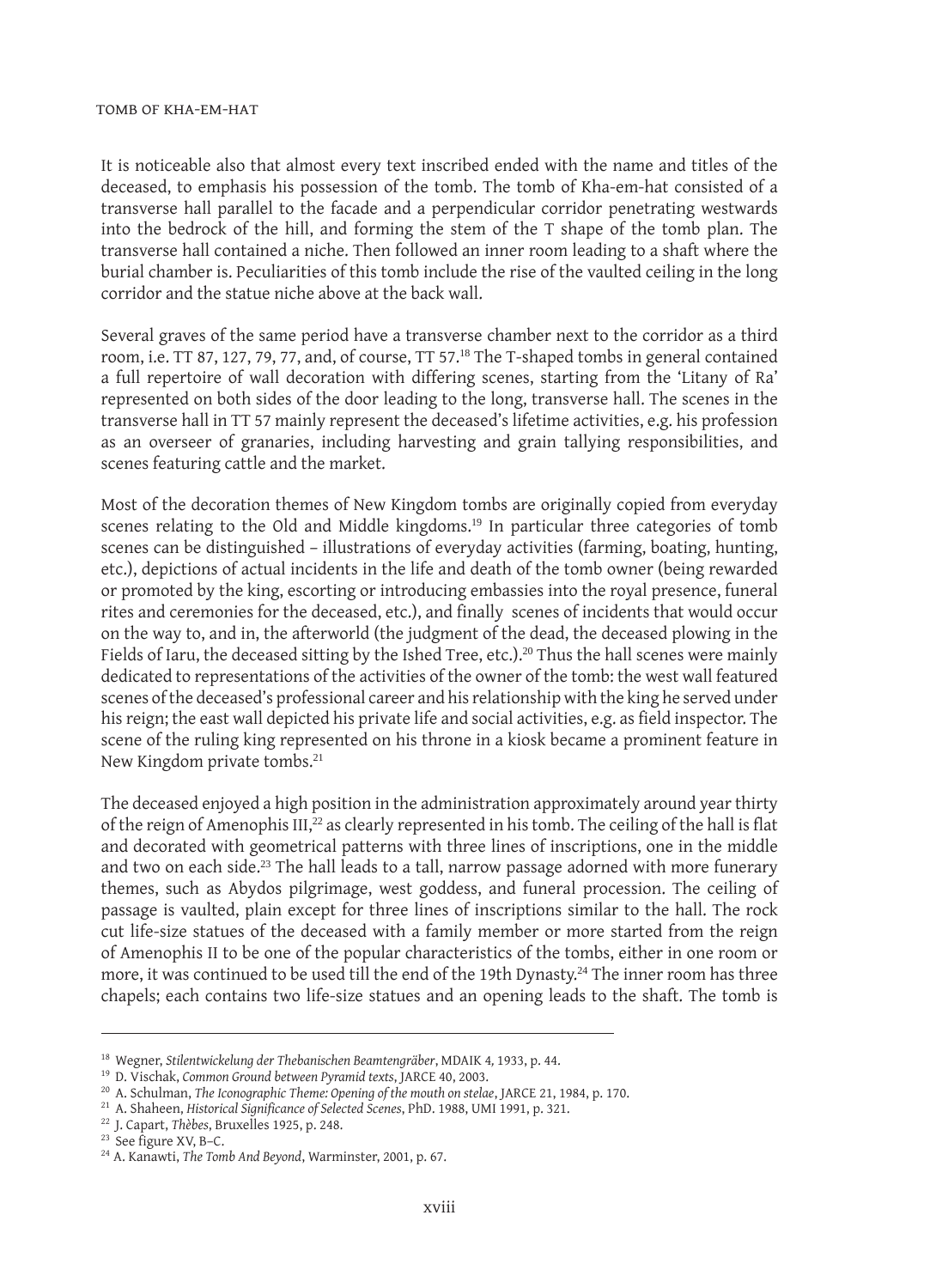It is noticeable also that almost every text inscribed ended with the name and titles of the deceased, to emphasis his possession of the tomb. The tomb of Kha-em-hat consisted of a transverse hall parallel to the facade and a perpendicular corridor penetrating westwards into the bedrock of the hill, and forming the stem of the T shape of the tomb plan. The transverse hall contained a niche. Then followed an inner room leading to a shaft where the burial chamber is. Peculiarities of this tomb include the rise of the vaulted ceiling in the long corridor and the statue niche above at the back wall.

Several graves of the same period have a transverse chamber next to the corridor as a third room, i.e. TT 87, 127, 79, 77, and, of course, TT 57.[18] The T-shaped tombs in general contained a full repertoire of wall decoration with differing scenes, starting from the 'Litany of Ra' represented on both sides of the door leading to the long, transverse hall. The scenes in the transverse hall in TT 57 mainly represent the deceased's lifetime activities, e.g. his profession as an overseer of granaries, including harvesting and grain tallying responsibilities, and scenes featuring cattle and the market.

Most of the decoration themes of New Kingdom tombs are originally copied from everyday scenes relating to the Old and Middle kingdoms.[19] In particular three categories of tomb scenes can be distinguished – illustrations of everyday activities (farming, boating, hunting, etc.), depictions of actual incidents in the life and death of the tomb owner (being rewarded or promoted by the king, escorting or introducing embassies into the royal presence, funeral rites and ceremonies for the deceased, etc.), and finally scenes of incidents that would occur on the way to, and in, the afterworld (the judgment of the dead, the deceased plowing in the Fields of Iaru, the deceased sitting by the Ished Tree, etc.).[20] Thus the hall scenes were mainly dedicated to representations of the activities of the owner of the tomb: the west wall featured scenes of the deceased's professional career and his relationship with the king he served under his reign; the east wall depicted his private life and social activities, e.g. as field inspector. The scene of the ruling king represented on his throne in a kiosk became a prominent feature in New Kingdom private tombs.[21]

The deceased enjoyed a high position in the administration approximately around year thirty of the reign of Amenophis III,[22] as clearly represented in his tomb. The ceiling of the hall is flat and decorated with geometrical patterns with three lines of inscriptions, one in the middle and two on each side.[23] The hall leads to a tall, narrow passage adorned with more funerary themes, such as Abydos pilgrimage, west goddess, and funeral procession. The ceiling of passage is vaulted, plain except for three lines of inscriptions similar to the hall. The rock cut life-size statues of the deceased with a family member or more started from the reign of Amenophis II to be one of the popular characteristics of the tombs, either in one room or more, it was continued to be used till the end of the 19th Dynasty.[24] The inner room has three chapels; each contains two life-size statues and an opening leads to the shaft. The tomb is

---

[18] Wegner, *Stilentwickelung der Thebanischen Beamtengräber*, MDAIK 4, 1933, p. 44.

[19] D. Vischak, *Common Ground between Pyramid texts*, JARCE 40, 2003.

[20] A. Schulman, *The Iconographic Theme: Opening of the mouth on stelae*, JARCE 21, 1984, p. 170.

[21] A. Shaheen, *Historical Significance of Selected Scenes*, PhD. 1988, UMI 1991, p. 321.

[22] J. Capart, *Thèbes*, Bruxelles 1925, p. 248.

[23] See figure XV, B–C.

[24] A. Kanawti, *The Tomb And Beyond*, Warminster, 2001, p. 67.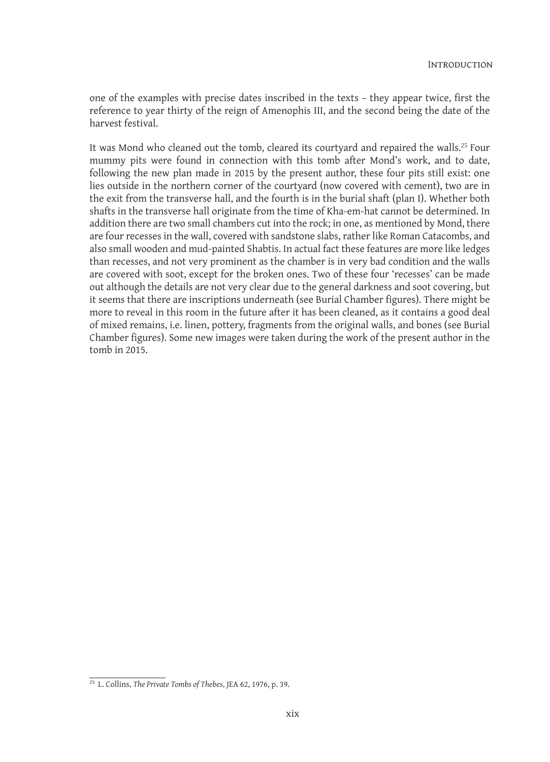one of the examples with precise dates inscribed in the texts – they appear twice, first the reference to year thirty of the reign of Amenophis III, and the second being the date of the harvest festival.

It was Mond who cleaned out the tomb, cleared its courtyard and repaired the walls.[25] Four mummy pits were found in connection with this tomb after Mond's work, and to date, following the new plan made in 2015 by the present author, these four pits still exist: one lies outside in the northern corner of the courtyard (now covered with cement), two are in the exit from the transverse hall, and the fourth is in the burial shaft (plan I). Whether both shafts in the transverse hall originate from the time of Kha-em-hat cannot be determined. In addition there are two small chambers cut into the rock; in one, as mentioned by Mond, there are four recesses in the wall, covered with sandstone slabs, rather like Roman Catacombs, and also small wooden and mud-painted Shabtis. In actual fact these features are more like ledges than recesses, and not very prominent as the chamber is in very bad condition and the walls are covered with soot, except for the broken ones. Two of these four 'recesses' can be made out although the details are not very clear due to the general darkness and soot covering, but it seems that there are inscriptions underneath (see Burial Chamber figures). There might be more to reveal in this room in the future after it has been cleaned, as it contains a good deal of mixed remains, i.e. linen, pottery, fragments from the original walls, and bones (see Burial Chamber figures). Some new images were taken during the work of the present author in the tomb in 2015.

[25] L. Collins, *The Private Tombs of Thebes*, JEA 62, 1976, p. 39.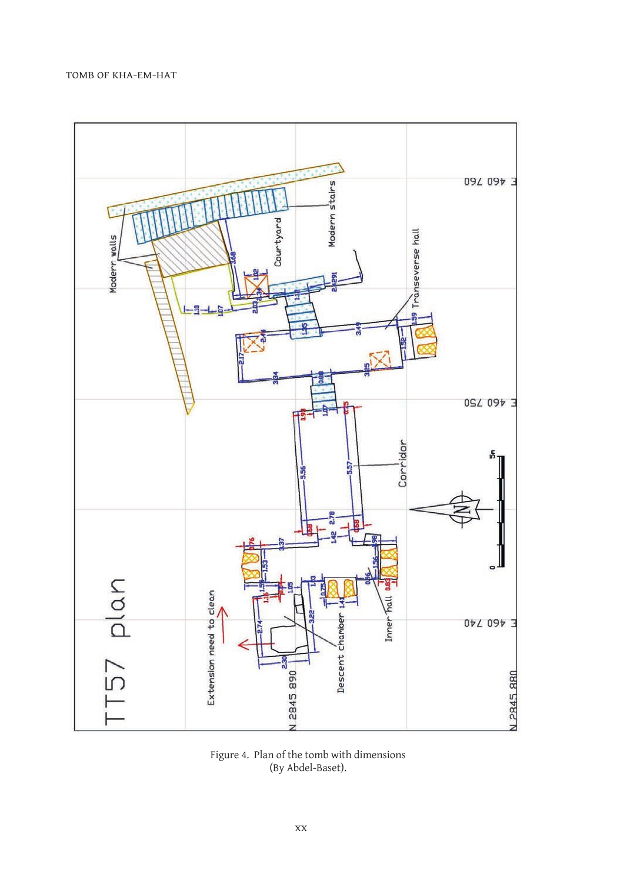Figure 4. Plan of the tomb with dimensions
(By Abdel-Baset).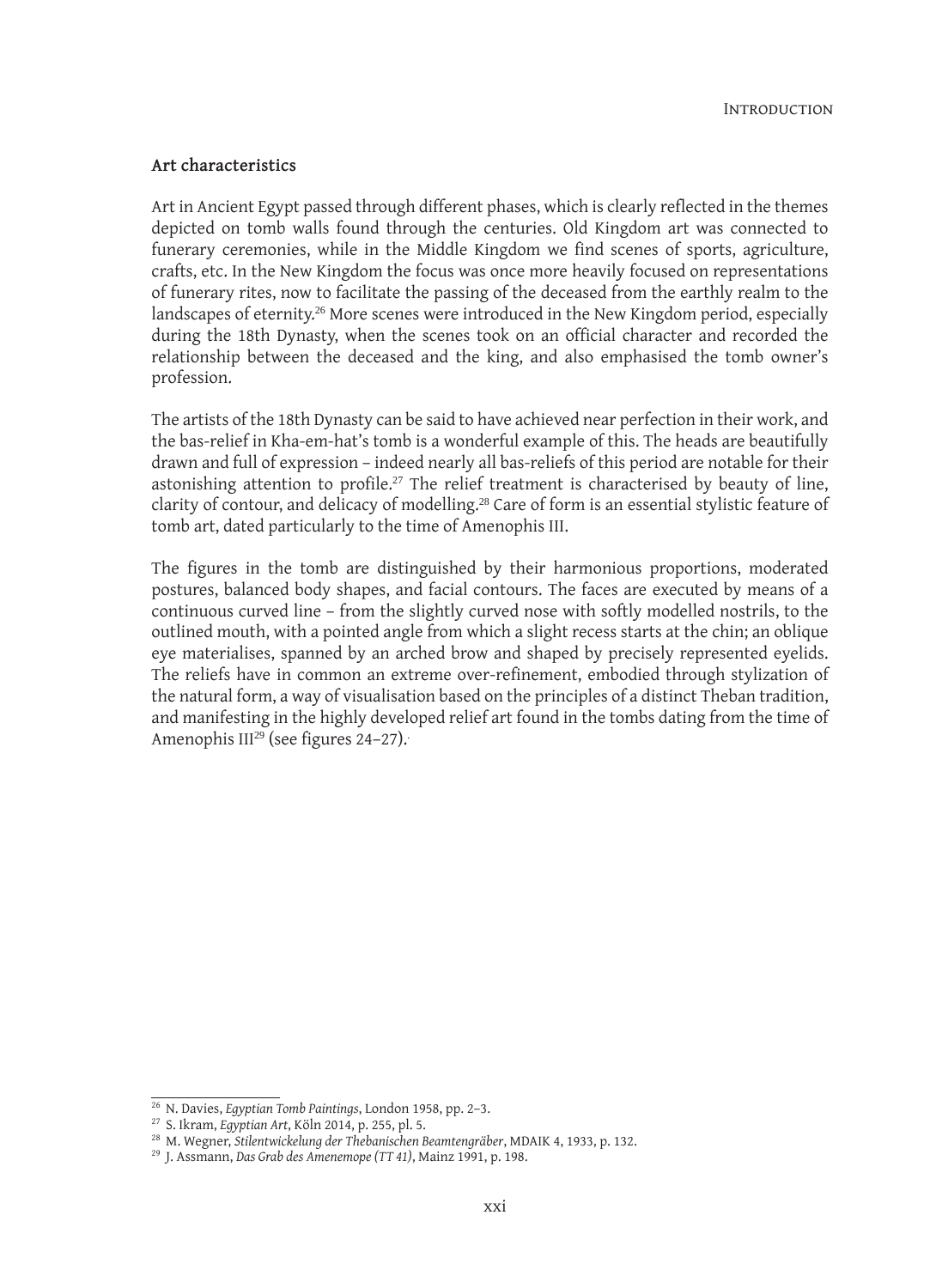### Art characteristics

Art in Ancient Egypt passed through different phases, which is clearly reflected in the themes depicted on tomb walls found through the centuries. Old Kingdom art was connected to funerary ceremonies, while in the Middle Kingdom we find scenes of sports, agriculture, crafts, etc. In the New Kingdom the focus was once more heavily focused on representations of funerary rites, now to facilitate the passing of the deceased from the earthly realm to the landscapes of eternity.[26] More scenes were introduced in the New Kingdom period, especially during the 18th Dynasty, when the scenes took on an official character and recorded the relationship between the deceased and the king, and also emphasised the tomb owner's profession.

The artists of the 18th Dynasty can be said to have achieved near perfection in their work, and the bas-relief in Kha-em-hat's tomb is a wonderful example of this. The heads are beautifully drawn and full of expression – indeed nearly all bas-reliefs of this period are notable for their astonishing attention to profile.[27] The relief treatment is characterised by beauty of line, clarity of contour, and delicacy of modelling.[28] Care of form is an essential stylistic feature of tomb art, dated particularly to the time of Amenophis III.

The figures in the tomb are distinguished by their harmonious proportions, moderated postures, balanced body shapes, and facial contours. The faces are executed by means of a continuous curved line – from the slightly curved nose with softly modelled nostrils, to the outlined mouth, with a pointed angle from which a slight recess starts at the chin; an oblique eye materialises, spanned by an arched brow and shaped by precisely represented eyelids. The reliefs have in common an extreme over-refinement, embodied through stylization of the natural form, a way of visualisation based on the principles of a distinct Theban tradition, and manifesting in the highly developed relief art found in the tombs dating from the time of Amenophis III[29] (see figures 24–27).

---

[26] N. Davies, *Egyptian Tomb Paintings*, London 1958, pp. 2–3.

[27] S. Ikram, *Egyptian Art*, Köln 2014, p. 255, pl. 5.

[28] M. Wegner, *Stilentwickelung der Thebanischen Beamtengräber*, MDAIK 4, 1933, p. 132.

[29] J. Assmann, *Das Grab des Amenemope (TT 41)*, Mainz 1991, p. 198.